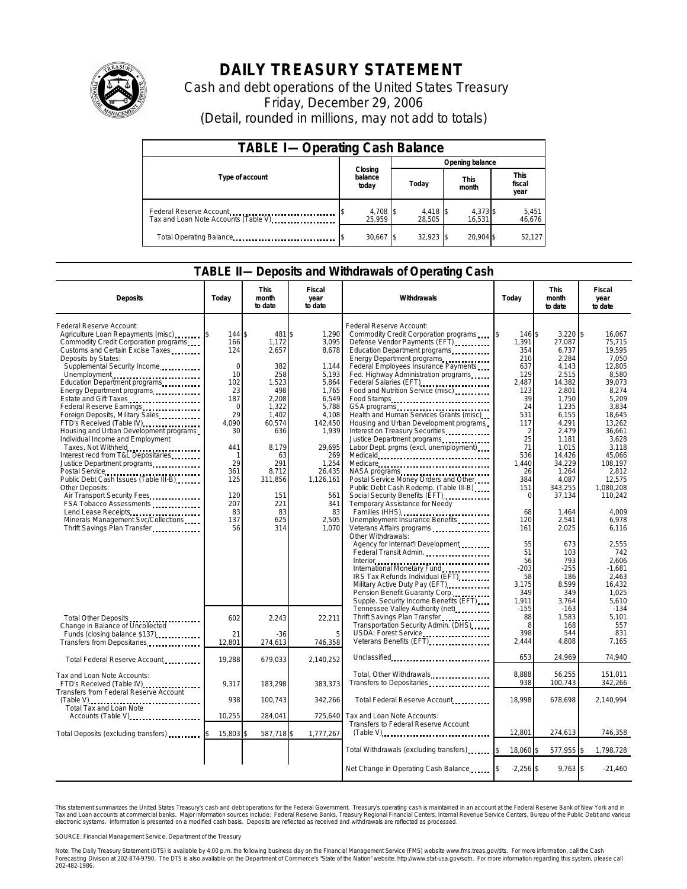# DAILY TREASURY STATEMENT

Cash and debt operations of the United States Treasury

Friday, December 29, 2006

(Detail, rounded in millions, may not add to totals)

## TABLE I— Operating Cash Balance

| Type of account | Closing balance today | Opening balance Today | Opening balance This month | Opening balance This fiscal year |
|---|---|---|---|---|
| Federal Reserve Account | $ 4,708 | $ 4,418 | $ 4,373 | $ 5,451 |
| Tax and Loan Note Accounts (Table V) | 25,959 | 28,505 | 16,531 | 46,676 |
| Total Operating Balance | $ 30,667 | $ 32,923 | $ 20,904 | $ 52,127 |

## TABLE II— Deposits and Withdrawals of Operating Cash

| Deposits | Today | This month to date | Fiscal year to date |
|---|---|---|---|
| Federal Reserve Account: | | | |
| Agriculture Loan Repayments (misc) | $ 144 | $ 481 | $ 1,290 |
| Commodity Credit Corporation programs | 166 | 1,172 | 3,095 |
| Customs and Certain Excise Taxes | 124 | 2,657 | 8,678 |
| Deposits by States: | | | |
| Supplemental Security Income | 0 | 382 | 1,144 |
| Unemployment | 10 | 258 | 5,193 |
| Education Department programs | 102 | 1,523 | 5,864 |
| Energy Department programs | 23 | 498 | 1,765 |
| Estate and Gift Taxes | 187 | 2,208 | 6,549 |
| Federal Reserve Earnings | 0 | 1,322 | 5,788 |
| Foreign Deposits, Military Sales | 29 | 1,402 | 4,108 |
| FTD's Received (Table IV) | 4,090 | 60,574 | 142,450 |
| Housing and Urban Development programs | 30 | 636 | 1,939 |
| Individual Income and Employment Taxes, Not Withheld | 441 | 8,179 | 29,695 |
| Interest recd from T&L Depositaries | 1 | 63 | 269 |
| Justice Department programs | 29 | 291 | 1,254 |
| Postal Service | 361 | 8,712 | 26,435 |
| Public Debt Cash Issues (Table III-B) | 125 | 311,856 | 1,126,161 |
| Other Deposits: | | | |
| Air Transport Security Fees | 120 | 151 | 561 |
| FSA Tobacco Assessments | 207 | 221 | 341 |
| Lend Lease Receipts | 83 | 83 | 83 |
| Minerals Management Svc/Collections | 137 | 625 | 2,505 |
| Thrift Savings Plan Transfer | 56 | 314 | 1,070 |
| Total Other Deposits | 602 | 2,243 | 22,211 |
| Change in Balance of Uncollected Funds (closing balance $137) | 21 | -36 | 5 |
| Transfers from Depositaries | 12,801 | 274,613 | 746,358 |
| Total Federal Reserve Account | 19,288 | 679,033 | 2,140,252 |
| Tax and Loan Note Accounts: | | | |
| FTD's Received (Table IV) | 9,317 | 183,298 | 383,373 |
| Transfers from Federal Reserve Account (Table V) | 938 | 100,743 | 342,266 |
| Total Tax and Loan Note Accounts (Table V) | 10,255 | 284,041 | 725,640 |
| Total Deposits (excluding transfers) | $ 15,803 | $ 587,718 | $ 1,777,267 |

| Withdrawals | Today | This month to date | Fiscal year to date |
|---|---|---|---|
| Federal Reserve Account: | | | |
| Commodity Credit Corporation programs | $ 146 | $ 3,220 | $ 16,067 |
| Defense Vendor Payments (EFT) | 1,391 | 27,087 | 75,715 |
| Education Department programs | 354 | 6,737 | 19,595 |
| Energy Department programs | 210 | 2,284 | 7,050 |
| Federal Employees Insurance Payments | 637 | 4,143 | 12,805 |
| Fed. Highway Administration programs | 129 | 2,515 | 8,580 |
| Federal Salaries (EFT) | 2,487 | 14,382 | 39,073 |
| Food and Nutrition Service (misc) | 123 | 2,801 | 8,274 |
| Food Stamps | 39 | 1,750 | 5,209 |
| GSA programs | 24 | 1,235 | 3,834 |
| Health and Human Services Grants (misc) | 531 | 6,155 | 18,645 |
| Housing and Urban Development programs | 117 | 4,291 | 13,262 |
| Interest on Treasury Securities | 2 | 2,479 | 36,661 |
| Justice Department programs | 25 | 1,181 | 3,628 |
| Labor Dept. prgms (excl. unemployment) | 71 | 1,015 | 3,118 |
| Medicaid | 536 | 14,426 | 45,066 |
| Medicare | 1,440 | 34,229 | 108,197 |
| NASA programs | 26 | 1,264 | 2,812 |
| Postal Service Money Orders and Other | 384 | 4,087 | 12,575 |
| Public Debt Cash Redemp. (Table III-B) | 151 | 343,255 | 1,080,208 |
| Social Security Benefits (EFT) | 0 | 37,134 | 110,242 |
| Temporary Assistance for Needy Families (HHS) | 68 | 1,464 | 4,009 |
| Unemployment Insurance Benefits | 120 | 2,541 | 6,978 |
| Veterans Affairs programs | 161 | 2,025 | 6,116 |
| Other Withdrawals: | | | |
| Agency for Internat'l Development | 55 | 673 | 2,555 |
| Federal Transit Admin. | 51 | 103 | 742 |
| Interior | 56 | 793 | 2,606 |
| International Monetary Fund | -203 | -255 | -1,681 |
| IRS Tax Refunds Individual (EFT) | 58 | 186 | 2,463 |
| Military Active Duty Pay (EFT) | 3,175 | 8,599 | 16,432 |
| Pension Benefit Guaranty Corp. | 349 | 349 | 1,025 |
| Supple. Security Income Benefits (EFT) | 1,911 | 3,764 | 5,610 |
| Tennessee Valley Authority (net) | -155 | -163 | -134 |
| Thrift Savings Plan Transfer | 88 | 1,583 | 5,101 |
| Transportation Security Admin. (DHS) | 8 | 168 | 557 |
| USDA: Forest Service | 398 | 544 | 831 |
| Veterans Benefits (EFT) | 2,444 | 4,808 | 7,165 |
| Unclassified | 653 | 24,969 | 74,940 |
| Total, Other Withdrawals | 8,888 | 56,255 | 151,011 |
| Transfers to Depositaries | 938 | 100,743 | 342,266 |
| Total Federal Reserve Account | 18,998 | 678,698 | 2,140,994 |
| Tax and Loan Note Accounts: | | | |
| Transfers to Federal Reserve Account (Table V) | 12,801 | 274,613 | 746,358 |
| Total Withdrawals (excluding transfers) | $ 18,060 | $ 577,955 | $ 1,798,728 |
| Net Change in Operating Cash Balance | $ -2,256 | $ 9,763 | $ -21,460 |

This statement summarizes the United States Treasury's cash and debt operations for the Federal Government. Treasury's operating cash is maintained in an account at the Federal Reserve Bank of New York and in Tax and Loan accounts at commercial banks. Major information sources include: Federal Reserve Banks, Treasury Regional Financial Centers, Internal Revenue Service Centers, Bureau of the Public Debt and various electronic systems. Information is presented on a modified cash basis. Deposits are reflected as received and withdrawals are reflected as processed.

SOURCE: Financial Management Service, Department of the Treasury

Note: The Daily Treasury Statement (DTS) is available by 4:00 p.m. the following business day on the Financial Management Service (FMS) website www.fms.treas.gov/dts. For more information, call the Cash Forecasting Division at 202-874-9790. The DTS is also available on the Department of Commerce's "State of the Nation" website: http://www.stat-usa.gov/sotn. For more information regarding this system, please call 202-482-1986.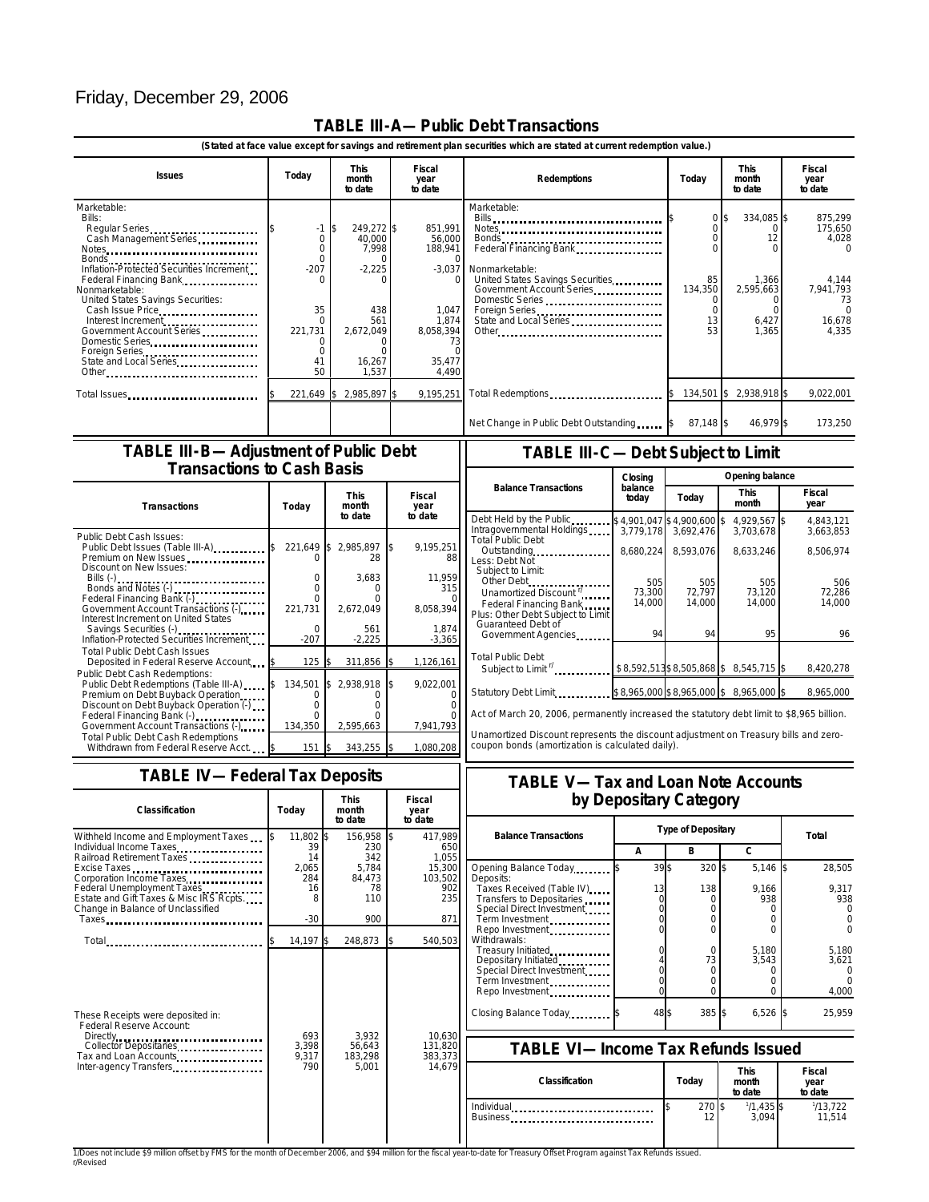Friday, December 29, 2006

## TABLE III-A— Public Debt Transactions

(Stated at face value except for savings and retirement plan securities which are stated at current redemption value.)

| Issues | Today | This month to date | Fiscal year to date |
|---|---|---|---|
| Marketable: | | | |
| Bills: | | | |
| Regular Series | $ -1 | $ 249,272 | $ 851,991 |
| Cash Management Series | 0 | 40,000 | 56,000 |
| Notes | 0 | 7,998 | 188,941 |
| Bonds | 0 | 0 | 0 |
| Inflation-Protected Securities Increment | -207 | -2,225 | -3,037 |
| Federal Financing Bank | 0 | 0 | 0 |
| Nonmarketable: | | | |
| United States Savings Securities: | | | |
| Cash Issue Price | 35 | 438 | 1,047 |
| Interest Increment | 0 | 561 | 1,874 |
| Government Account Series | 221,731 | 2,672,049 | 8,058,394 |
| Domestic Series | 0 | 0 | 73 |
| Foreign Series | 0 | 0 | 0 |
| State and Local Series | 41 | 16,267 | 35,477 |
| Other | 50 | 1,537 | 4,490 |
| Total Issues | $ 221,649 | $ 2,985,897 | $ 9,195,251 |

| Redemptions | Today | This month to date | Fiscal year to date |
|---|---|---|---|
| Marketable: | | | |
| Bills | $ 0 | $ 334,085 | $ 875,299 |
| Notes | 0 | 0 | 175,650 |
| Bonds | 0 | 12 | 4,028 |
| Federal Financing Bank | 0 | 0 | 0 |
| Nonmarketable: | | | |
| United States Savings Securities | 85 | 1,366 | 4,144 |
| Government Account Series | 134,350 | 2,595,663 | 7,941,793 |
| Domestic Series | 0 | 0 | 73 |
| Foreign Series | 0 | 0 | 0 |
| State and Local Series | 13 | 6,427 | 16,678 |
| Other | 53 | 1,365 | 4,335 |
| Total Redemptions | $ 134,501 | $ 2,938,918 | $ 9,022,001 |
| Net Change in Public Debt Outstanding | $ 87,148 | $ 46,979 | $ 173,250 |

## TABLE III-B— Adjustment of Public Debt Transactions to Cash Basis

| Transactions | Today | This month to date | Fiscal year to date |
|---|---|---|---|
| Public Debt Cash Issues: | | | |
| Public Debt Issues (Table III-A) | $ 221,649 | $ 2,985,897 | $ 9,195,251 |
| Premium on New Issues | 0 | 28 | 88 |
| Discount on New Issues: | | | |
| Bills (-) | 0 | 3,683 | 11,959 |
| Bonds and Notes (-) | 0 | 0 | 315 |
| Federal Financing Bank (-) | 0 | 0 | 0 |
| Government Account Transactions (-) | 221,731 | 2,672,049 | 8,058,394 |
| Interest Increment on United States Savings Securities (-) | 0 | 561 | 1,874 |
| Inflation-Protected Securities Increment | -207 | -2,225 | -3,365 |
| Total Public Debt Cash Issues Deposited in Federal Reserve Account | $ 125 | $ 311,856 | $ 1,126,161 |
| Public Debt Cash Redemptions: | | | |
| Public Debt Redemptions (Table III-A) | $ 134,501 | $ 2,938,918 | $ 9,022,001 |
| Premium on Debt Buyback Operation | 0 | 0 | 0 |
| Discount on Debt Buyback Operation (-) | 0 | 0 | 0 |
| Federal Financing Bank (-) | 0 | 0 | 0 |
| Government Account Transactions (-) | 134,350 | 2,595,663 | 7,941,793 |
| Total Public Debt Cash Redemptions Withdrawn from Federal Reserve Acct. | $ 151 | $ 343,255 | $ 1,080,208 |

## TABLE III-C— Debt Subject to Limit

| Balance Transactions | Closing balance today | Opening balance Today | Opening balance This month | Opening balance Fiscal year |
|---|---|---|---|---|
| Debt Held by the Public | $ 4,901,047 | $ 4,900,600 | $ 4,929,567 | $ 4,843,121 |
| Intragovernmental Holdings | 3,779,178 | 3,692,476 | 3,703,678 | 3,663,853 |
| Total Public Debt Outstanding | 8,680,224 | 8,593,076 | 8,633,246 | 8,506,974 |
| Less: Debt Not Subject to Limit: | | | | |
| Other Debt | 505 | 505 | 505 | 506 |
| Unamortized Discount r/ | 73,300 | 72,797 | 73,120 | 72,286 |
| Federal Financing Bank | 14,000 | 14,000 | 14,000 | 14,000 |
| Plus: Other Debt Subject to Limit | | | | |
| Guaranteed Debt of Government Agencies | 94 | 94 | 95 | 96 |
| Total Public Debt Subject to Limit r/ | $ 8,592,513 | $ 8,505,868 | $ 8,545,715 | $ 8,420,278 |
| Statutory Debt Limit | $ 8,965,000 | $ 8,965,000 | $ 8,965,000 | $ 8,965,000 |

Act of March 20, 2006, permanently increased the statutory debt limit to $8,965 billion.

Unamortized Discount represents the discount adjustment on Treasury bills and zero-coupon bonds (amortization is calculated daily).

## TABLE IV— Federal Tax Deposits

| Classification | Today | This month to date | Fiscal year to date |
|---|---|---|---|
| Withheld Income and Employment Taxes | $ 11,802 | $ 156,958 | $ 417,989 |
| Individual Income Taxes | 39 | 230 | 650 |
| Railroad Retirement Taxes | 14 | 342 | 1,055 |
| Excise Taxes | 2,065 | 5,784 | 15,300 |
| Corporation Income Taxes | 284 | 84,473 | 103,502 |
| Federal Unemployment Taxes | 16 | 78 | 902 |
| Estate and Gift Taxes & Misc IRS Rcpts. | 8 | 110 | 235 |
| Change in Balance of Unclassified Taxes | -30 | 900 | 871 |
| Total | $ 14,197 | $ 248,873 | $ 540,503 |
| These Receipts were deposited in: | | | |
| Federal Reserve Account: | | | |
| Directly | 693 | 3,932 | 10,630 |
| Collector Depositaries | 3,398 | 56,643 | 131,820 |
| Tax and Loan Accounts | 9,317 | 183,298 | 383,373 |
| Inter-agency Transfers | 790 | 5,001 | 14,679 |

## TABLE V— Tax and Loan Note Accounts by Depositary Category

| Balance Transactions | A | B | C | Total |
|---|---|---|---|---|
| Opening Balance Today | $ 39 | $ 320 | $ 5,146 | $ 28,505 |
| Deposits: | | | | |
| Taxes Received (Table IV) | 13 | 138 | 9,166 | 9,317 |
| Transfers to Depositaries | 0 | 0 | 938 | 938 |
| Special Direct Investment | 0 | 0 | 0 | 0 |
| Term Investment | 0 | 0 | 0 | 0 |
| Repo Investment | 0 | 0 | 0 | 0 |
| Withdrawals: | | | | |
| Treasury Initiated | 0 | 0 | 5,180 | 5,180 |
| Depositary Initiated | 4 | 73 | 3,543 | 3,621 |
| Special Direct Investment | 0 | 0 | 0 | 0 |
| Term Investment | 0 | 0 | 0 | 0 |
| Repo Investment | 0 | 0 | 0 | 4,000 |
| Closing Balance Today | $ 48 | $ 385 | $ 6,526 | $ 25,959 |

## TABLE VI— Income Tax Refunds Issued

| Classification | Today | This month to date | Fiscal year to date |
|---|---|---|---|
| Individual | $ 270 | $ 1/1,435 | $ 1/13,722 |
| Business | 12 | 3,094 | 11,514 |

1/Does not include $9 million offset by FMS for the month of December 2006, and $94 million for the fiscal year-to-date for Treasury Offset Program against Tax Refunds issued.
r/Revised